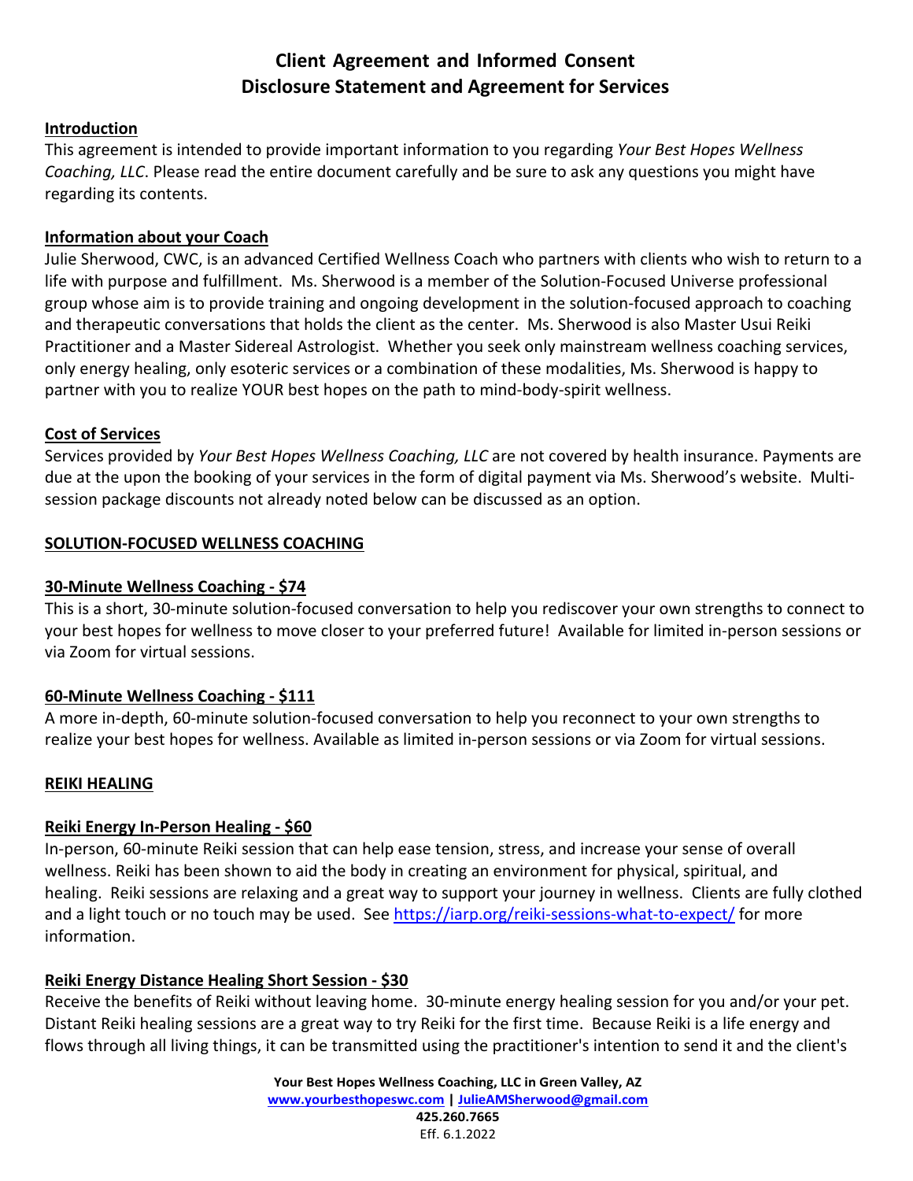# Client Agreement and Informed Consent
# Disclosure Statement and Agreement for Services

## Introduction

This agreement is intended to provide important information to you regarding *Your Best Hopes Wellness Coaching, LLC*. Please read the entire document carefully and be sure to ask any questions you might have regarding its contents.

## Information about your Coach

Julie Sherwood, CWC, is an advanced Certified Wellness Coach who partners with clients who wish to return to a life with purpose and fulfillment. Ms. Sherwood is a member of the Solution-Focused Universe professional group whose aim is to provide training and ongoing development in the solution-focused approach to coaching and therapeutic conversations that holds the client as the center. Ms. Sherwood is also Master Usui Reiki Practitioner and a Master Sidereal Astrologist. Whether you seek only mainstream wellness coaching services, only energy healing, only esoteric services or a combination of these modalities, Ms. Sherwood is happy to partner with you to realize YOUR best hopes on the path to mind-body-spirit wellness.

## Cost of Services

Services provided by *Your Best Hopes Wellness Coaching, LLC* are not covered by health insurance. Payments are due at the upon the booking of your services in the form of digital payment via Ms. Sherwood's website. Multi-session package discounts not already noted below can be discussed as an option.

## SOLUTION-FOCUSED WELLNESS COACHING

### 30-Minute Wellness Coaching - $74

This is a short, 30-minute solution-focused conversation to help you rediscover your own strengths to connect to your best hopes for wellness to move closer to your preferred future! Available for limited in-person sessions or via Zoom for virtual sessions.

### 60-Minute Wellness Coaching - $111

A more in-depth, 60-minute solution-focused conversation to help you reconnect to your own strengths to realize your best hopes for wellness. Available as limited in-person sessions or via Zoom for virtual sessions.

## REIKI HEALING

### Reiki Energy In-Person Healing - $60

In-person, 60-minute Reiki session that can help ease tension, stress, and increase your sense of overall wellness. Reiki has been shown to aid the body in creating an environment for physical, spiritual, and healing. Reiki sessions are relaxing and a great way to support your journey in wellness. Clients are fully clothed and a light touch or no touch may be used. See https://iarp.org/reiki-sessions-what-to-expect/ for more information.

### Reiki Energy Distance Healing Short Session - $30

Receive the benefits of Reiki without leaving home. 30-minute energy healing session for you and/or your pet. Distant Reiki healing sessions are a great way to try Reiki for the first time. Because Reiki is a life energy and flows through all living things, it can be transmitted using the practitioner's intention to send it and the client's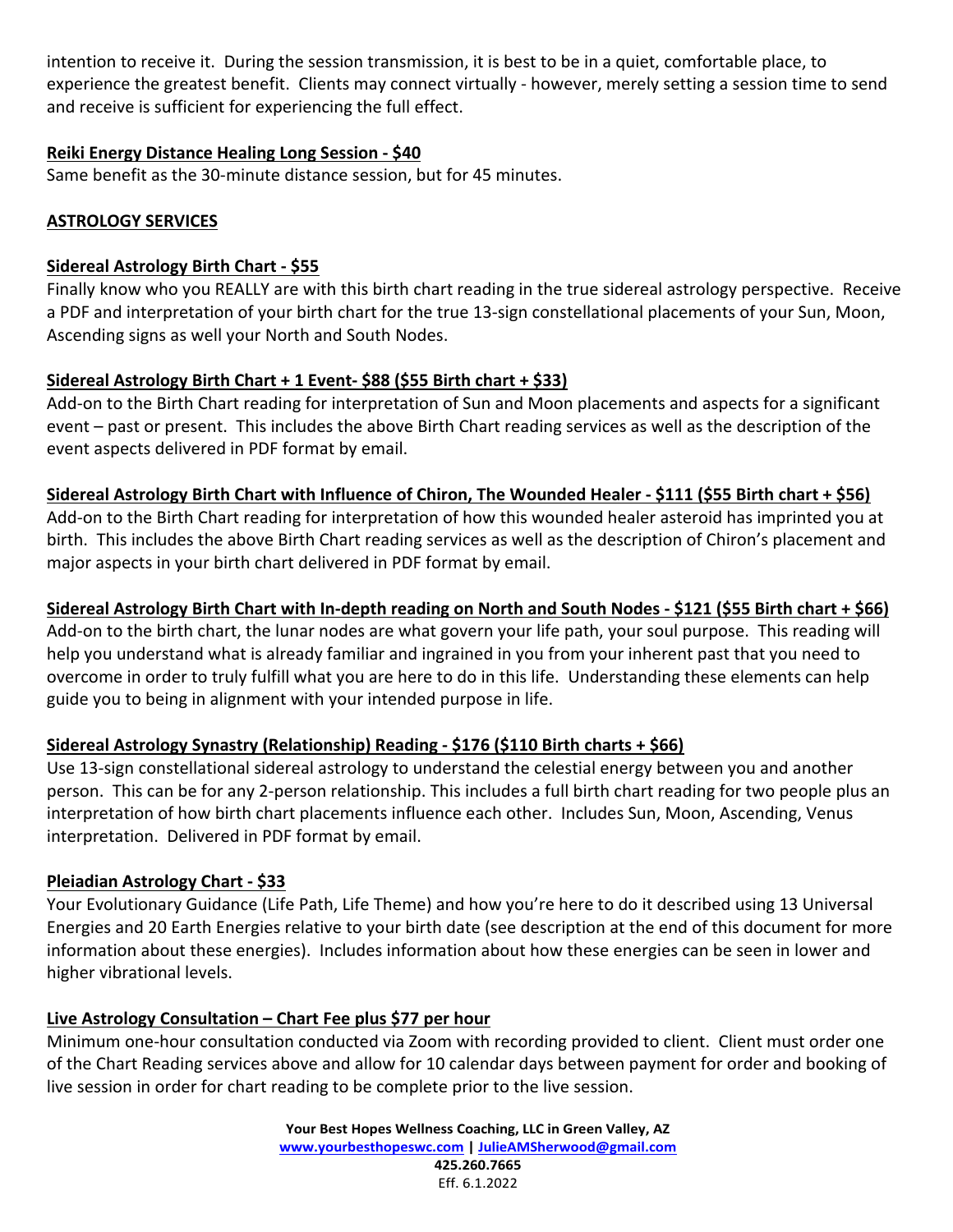intention to receive it. During the session transmission, it is best to be in a quiet, comfortable place, to experience the greatest benefit. Clients may connect virtually - however, merely setting a session time to send and receive is sufficient for experiencing the full effect.

**Reiki Energy Distance Healing Long Session - $40**

Same benefit as the 30-minute distance session, but for 45 minutes.

## ASTROLOGY SERVICES

**Sidereal Astrology Birth Chart - $55**

Finally know who you REALLY are with this birth chart reading in the true sidereal astrology perspective. Receive a PDF and interpretation of your birth chart for the true 13-sign constellational placements of your Sun, Moon, Ascending signs as well your North and South Nodes.

**Sidereal Astrology Birth Chart + 1 Event- $88 ($55 Birth chart + $33)**

Add-on to the Birth Chart reading for interpretation of Sun and Moon placements and aspects for a significant event – past or present. This includes the above Birth Chart reading services as well as the description of the event aspects delivered in PDF format by email.

**Sidereal Astrology Birth Chart with Influence of Chiron, The Wounded Healer - $111 ($55 Birth chart + $56)**

Add-on to the Birth Chart reading for interpretation of how this wounded healer asteroid has imprinted you at birth. This includes the above Birth Chart reading services as well as the description of Chiron's placement and major aspects in your birth chart delivered in PDF format by email.

**Sidereal Astrology Birth Chart with In-depth reading on North and South Nodes - $121 ($55 Birth chart + $66)**

Add-on to the birth chart, the lunar nodes are what govern your life path, your soul purpose. This reading will help you understand what is already familiar and ingrained in you from your inherent past that you need to overcome in order to truly fulfill what you are here to do in this life. Understanding these elements can help guide you to being in alignment with your intended purpose in life.

**Sidereal Astrology Synastry (Relationship) Reading - $176 ($110 Birth charts + $66)**

Use 13-sign constellational sidereal astrology to understand the celestial energy between you and another person. This can be for any 2-person relationship. This includes a full birth chart reading for two people plus an interpretation of how birth chart placements influence each other. Includes Sun, Moon, Ascending, Venus interpretation. Delivered in PDF format by email.

**Pleiadian Astrology Chart - $33**

Your Evolutionary Guidance (Life Path, Life Theme) and how you're here to do it described using 13 Universal Energies and 20 Earth Energies relative to your birth date (see description at the end of this document for more information about these energies). Includes information about how these energies can be seen in lower and higher vibrational levels.

**Live Astrology Consultation – Chart Fee plus $77 per hour**

Minimum one-hour consultation conducted via Zoom with recording provided to client. Client must order one of the Chart Reading services above and allow for 10 calendar days between payment for order and booking of live session in order for chart reading to be complete prior to the live session.

**Your Best Hopes Wellness Coaching, LLC in Green Valley, AZ**
**www.yourbesthopeswc.com | JulieAMSherwood@gmail.com**
**425.260.7665**
Eff. 6.1.2022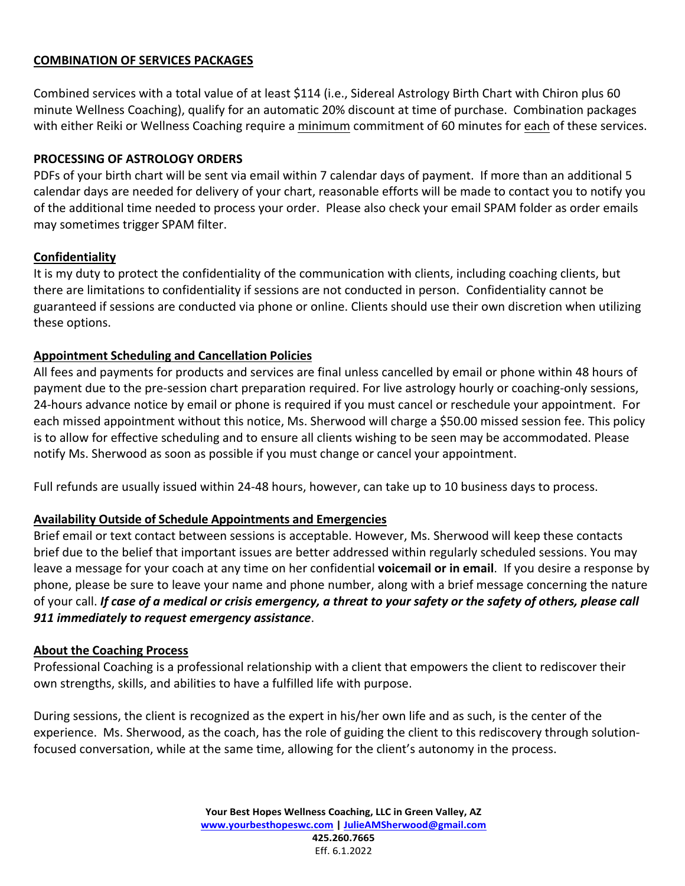## COMBINATION OF SERVICES PACKAGES

Combined services with a total value of at least $114 (i.e., Sidereal Astrology Birth Chart with Chiron plus 60 minute Wellness Coaching), qualify for an automatic 20% discount at time of purchase. Combination packages with either Reiki or Wellness Coaching require a minimum commitment of 60 minutes for each of these services.

## PROCESSING OF ASTROLOGY ORDERS

PDFs of your birth chart will be sent via email within 7 calendar days of payment. If more than an additional 5 calendar days are needed for delivery of your chart, reasonable efforts will be made to contact you to notify you of the additional time needed to process your order. Please also check your email SPAM folder as order emails may sometimes trigger SPAM filter.

## Confidentiality

It is my duty to protect the confidentiality of the communication with clients, including coaching clients, but there are limitations to confidentiality if sessions are not conducted in person. Confidentiality cannot be guaranteed if sessions are conducted via phone or online. Clients should use their own discretion when utilizing these options.

## Appointment Scheduling and Cancellation Policies

All fees and payments for products and services are final unless cancelled by email or phone within 48 hours of payment due to the pre-session chart preparation required. For live astrology hourly or coaching-only sessions, 24-hours advance notice by email or phone is required if you must cancel or reschedule your appointment. For each missed appointment without this notice, Ms. Sherwood will charge a $50.00 missed session fee. This policy is to allow for effective scheduling and to ensure all clients wishing to be seen may be accommodated. Please notify Ms. Sherwood as soon as possible if you must change or cancel your appointment.

Full refunds are usually issued within 24-48 hours, however, can take up to 10 business days to process.

## Availability Outside of Schedule Appointments and Emergencies

Brief email or text contact between sessions is acceptable. However, Ms. Sherwood will keep these contacts brief due to the belief that important issues are better addressed within regularly scheduled sessions. You may leave a message for your coach at any time on her confidential **voicemail or in email**. If you desire a response by phone, please be sure to leave your name and phone number, along with a brief message concerning the nature of your call. ***If case of a medical or crisis emergency, a threat to your safety or the safety of others, please call 911 immediately to request emergency assistance***.

## About the Coaching Process

Professional Coaching is a professional relationship with a client that empowers the client to rediscover their own strengths, skills, and abilities to have a fulfilled life with purpose.

During sessions, the client is recognized as the expert in his/her own life and as such, is the center of the experience. Ms. Sherwood, as the coach, has the role of guiding the client to this rediscovery through solution-focused conversation, while at the same time, allowing for the client's autonomy in the process.

**Your Best Hopes Wellness Coaching, LLC in Green Valley, AZ**
**www.yourbesthopeswc.com | JulieAMSherwood@gmail.com**
**425.260.7665**
Eff. 6.1.2022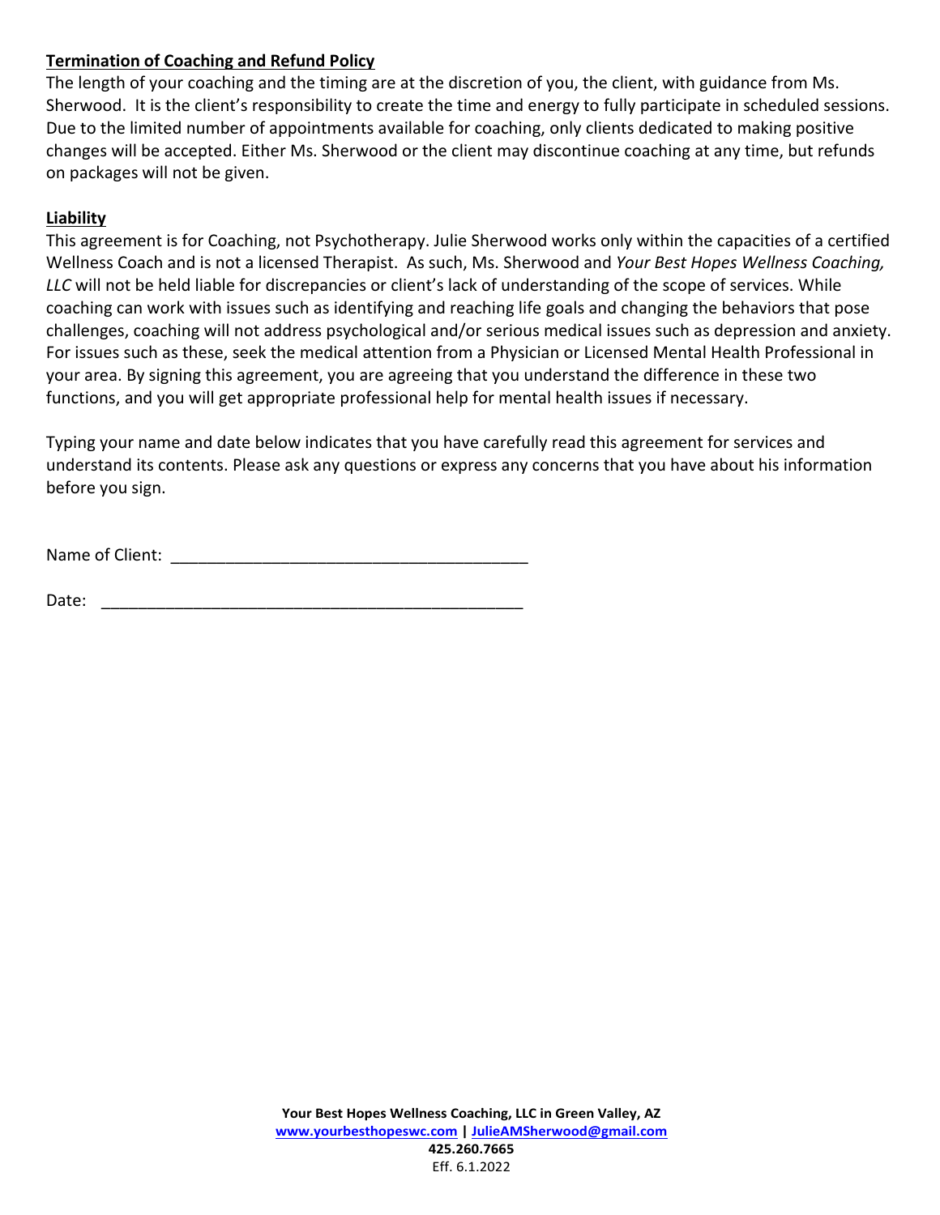**Termination of Coaching and Refund Policy**

The length of your coaching and the timing are at the discretion of you, the client, with guidance from Ms. Sherwood. It is the client's responsibility to create the time and energy to fully participate in scheduled sessions. Due to the limited number of appointments available for coaching, only clients dedicated to making positive changes will be accepted. Either Ms. Sherwood or the client may discontinue coaching at any time, but refunds on packages will not be given.

**Liability**

This agreement is for Coaching, not Psychotherapy. Julie Sherwood works only within the capacities of a certified Wellness Coach and is not a licensed Therapist. As such, Ms. Sherwood and *Your Best Hopes Wellness Coaching, LLC* will not be held liable for discrepancies or client's lack of understanding of the scope of services. While coaching can work with issues such as identifying and reaching life goals and changing the behaviors that pose challenges, coaching will not address psychological and/or serious medical issues such as depression and anxiety. For issues such as these, seek the medical attention from a Physician or Licensed Mental Health Professional in your area. By signing this agreement, you are agreeing that you understand the difference in these two functions, and you will get appropriate professional help for mental health issues if necessary.

Typing your name and date below indicates that you have carefully read this agreement for services and understand its contents. Please ask any questions or express any concerns that you have about his information before you sign.

Name of Client: ______________________________________

Date: ____________________________________________

**Your Best Hopes Wellness Coaching, LLC in Green Valley, AZ**
**www.yourbesthopeswc.com | JulieAMSherwood@gmail.com**
**425.260.7665**
Eff. 6.1.2022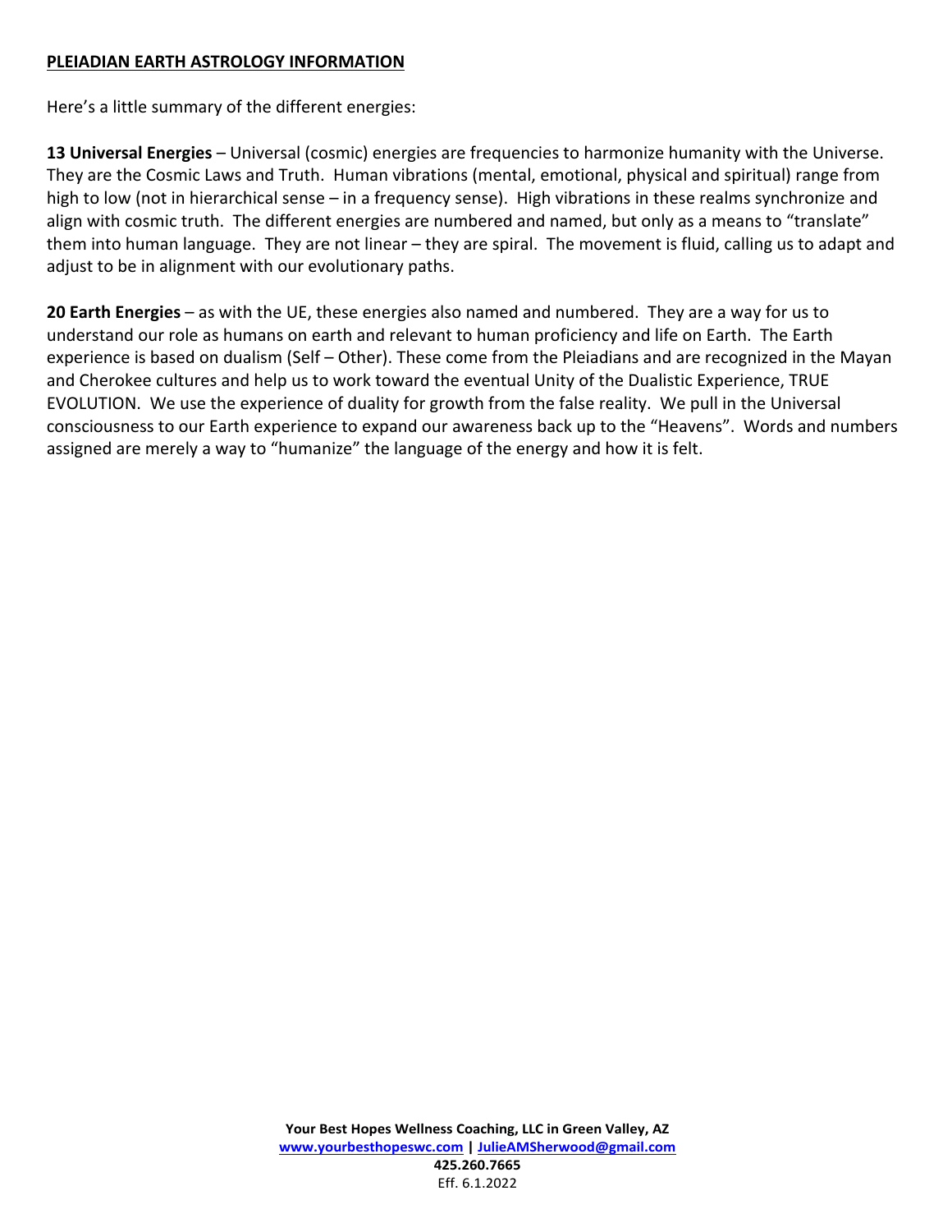**PLEIADIAN EARTH ASTROLOGY INFORMATION**

Here's a little summary of the different energies:

**13 Universal Energies** – Universal (cosmic) energies are frequencies to harmonize humanity with the Universe. They are the Cosmic Laws and Truth. Human vibrations (mental, emotional, physical and spiritual) range from high to low (not in hierarchical sense – in a frequency sense). High vibrations in these realms synchronize and align with cosmic truth. The different energies are numbered and named, but only as a means to "translate" them into human language. They are not linear – they are spiral. The movement is fluid, calling us to adapt and adjust to be in alignment with our evolutionary paths.

**20 Earth Energies** – as with the UE, these energies also named and numbered. They are a way for us to understand our role as humans on earth and relevant to human proficiency and life on Earth. The Earth experience is based on dualism (Self – Other). These come from the Pleiadians and are recognized in the Mayan and Cherokee cultures and help us to work toward the eventual Unity of the Dualistic Experience, TRUE EVOLUTION. We use the experience of duality for growth from the false reality. We pull in the Universal consciousness to our Earth experience to expand our awareness back up to the "Heavens". Words and numbers assigned are merely a way to "humanize" the language of the energy and how it is felt.

**Your Best Hopes Wellness Coaching, LLC in Green Valley, AZ**
**www.yourbesthopeswc.com | JulieAMSherwood@gmail.com**
**425.260.7665**
Eff. 6.1.2022